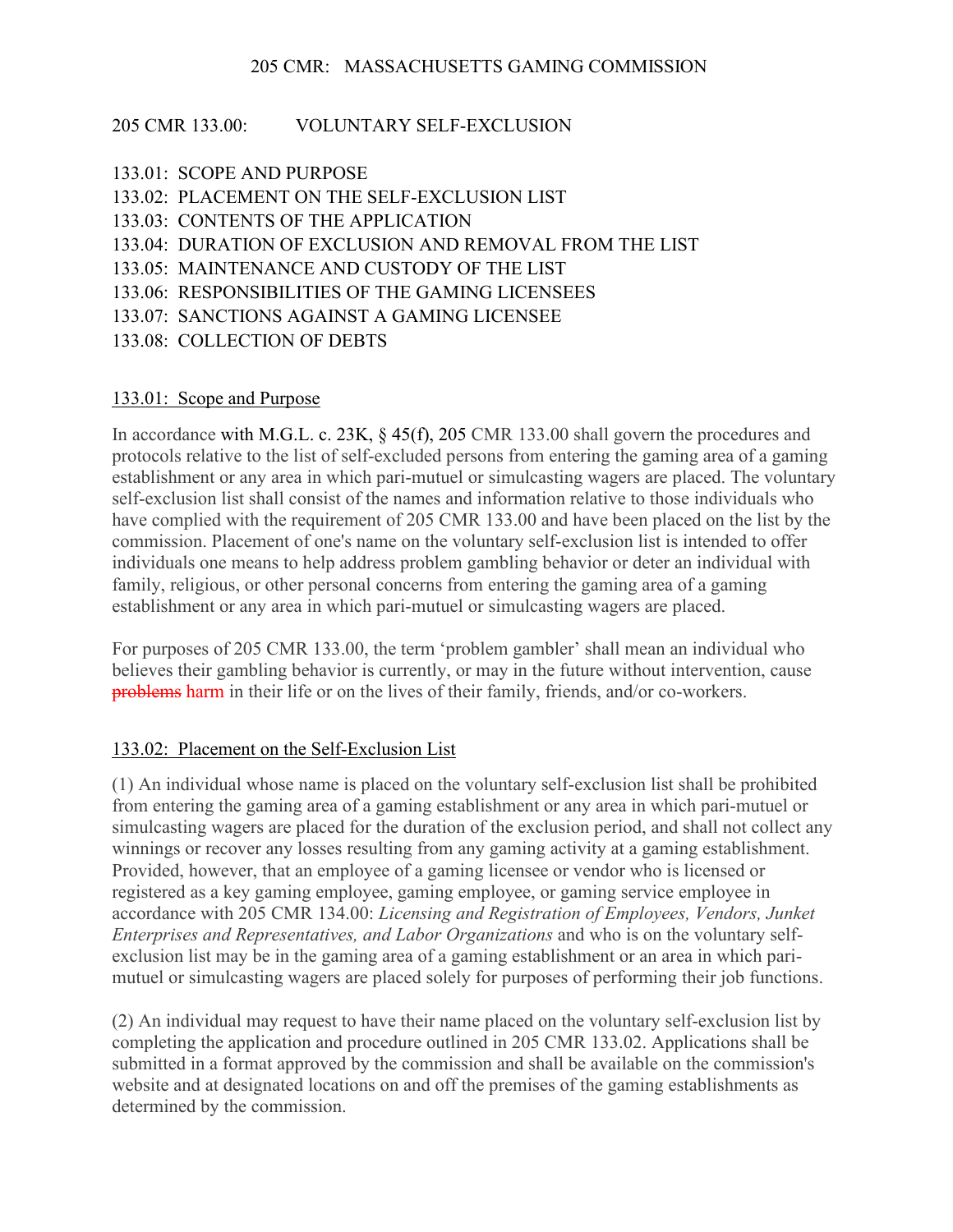205 CMR: MASSACHUSETTS GAMING COMMISSION

# 205 CMR 133.00: VOLUNTARY SELF-EXCLUSION

133.01: SCOPE AND PURPOSE
133.02: PLACEMENT ON THE SELF-EXCLUSION LIST
133.03: CONTENTS OF THE APPLICATION
133.04: DURATION OF EXCLUSION AND REMOVAL FROM THE LIST
133.05: MAINTENANCE AND CUSTODY OF THE LIST
133.06: RESPONSIBILITIES OF THE GAMING LICENSEES
133.07: SANCTIONS AGAINST A GAMING LICENSEE
133.08: COLLECTION OF DEBTS

## 133.01: Scope and Purpose

In accordance with M.G.L. c. 23K, § 45(f), 205 CMR 133.00 shall govern the procedures and protocols relative to the list of self-excluded persons from entering the gaming area of a gaming establishment or any area in which pari-mutuel or simulcasting wagers are placed. The voluntary self-exclusion list shall consist of the names and information relative to those individuals who have complied with the requirement of 205 CMR 133.00 and have been placed on the list by the commission. Placement of one's name on the voluntary self-exclusion list is intended to offer individuals one means to help address problem gambling behavior or deter an individual with family, religious, or other personal concerns from entering the gaming area of a gaming establishment or any area in which pari-mutuel or simulcasting wagers are placed.

For purposes of 205 CMR 133.00, the term 'problem gambler' shall mean an individual who believes their gambling behavior is currently, or may in the future without intervention, cause ~~problems~~ harm in their life or on the lives of their family, friends, and/or co-workers.

## 133.02: Placement on the Self-Exclusion List

(1) An individual whose name is placed on the voluntary self-exclusion list shall be prohibited from entering the gaming area of a gaming establishment or any area in which pari-mutuel or simulcasting wagers are placed for the duration of the exclusion period, and shall not collect any winnings or recover any losses resulting from any gaming activity at a gaming establishment. Provided, however, that an employee of a gaming licensee or vendor who is licensed or registered as a key gaming employee, gaming employee, or gaming service employee in accordance with 205 CMR 134.00: *Licensing and Registration of Employees, Vendors, Junket Enterprises and Representatives, and Labor Organizations* and who is on the voluntary self-exclusion list may be in the gaming area of a gaming establishment or an area in which pari-mutuel or simulcasting wagers are placed solely for purposes of performing their job functions.

(2) An individual may request to have their name placed on the voluntary self-exclusion list by completing the application and procedure outlined in 205 CMR 133.02. Applications shall be submitted in a format approved by the commission and shall be available on the commission's website and at designated locations on and off the premises of the gaming establishments as determined by the commission.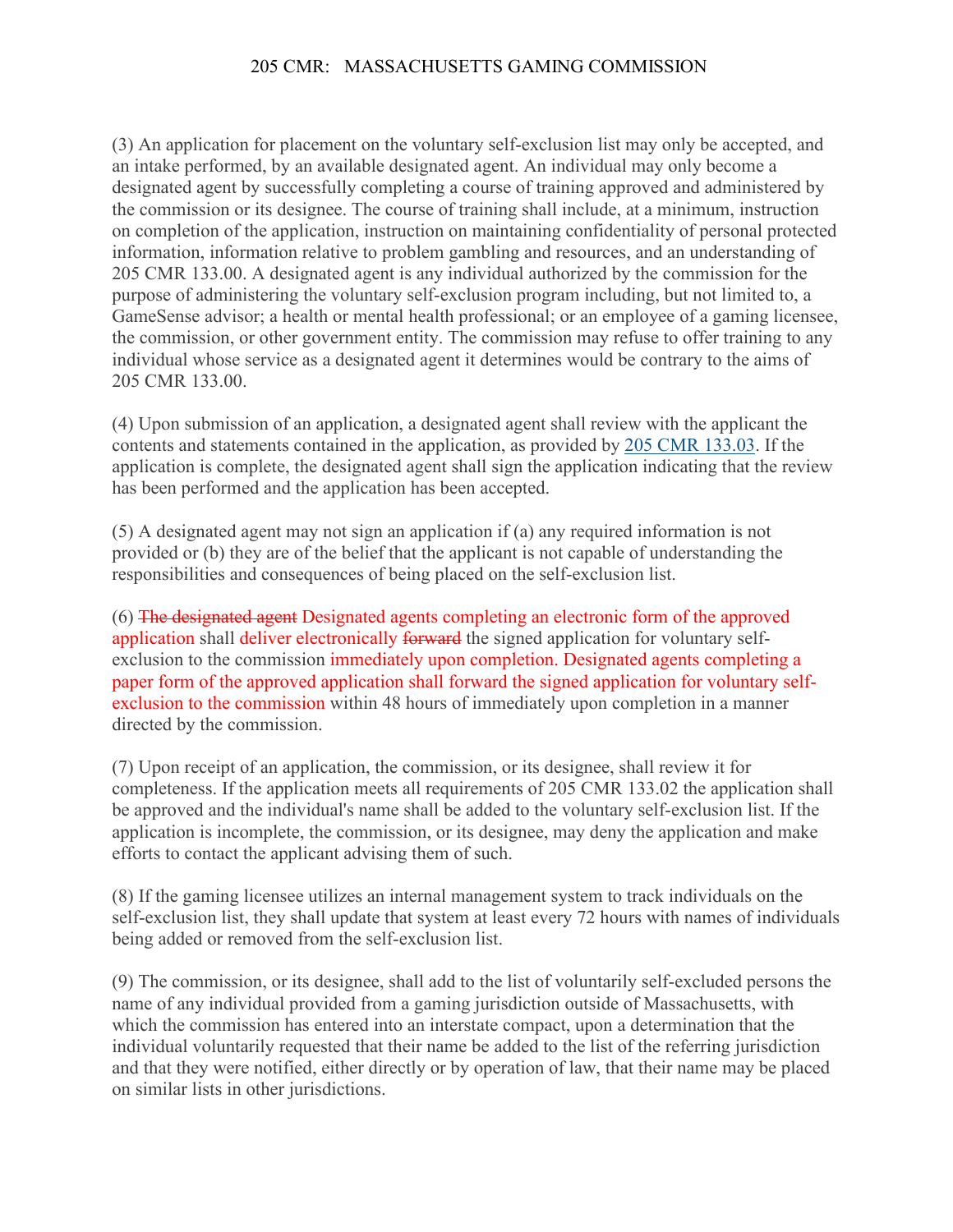(3) An application for placement on the voluntary self-exclusion list may only be accepted, and an intake performed, by an available designated agent. An individual may only become a designated agent by successfully completing a course of training approved and administered by the commission or its designee. The course of training shall include, at a minimum, instruction on completion of the application, instruction on maintaining confidentiality of personal protected information, information relative to problem gambling and resources, and an understanding of 205 CMR 133.00. A designated agent is any individual authorized by the commission for the purpose of administering the voluntary self-exclusion program including, but not limited to, a GameSense advisor; a health or mental health professional; or an employee of a gaming licensee, the commission, or other government entity. The commission may refuse to offer training to any individual whose service as a designated agent it determines would be contrary to the aims of 205 CMR 133.00.

(4) Upon submission of an application, a designated agent shall review with the applicant the contents and statements contained in the application, as provided by [205 CMR 133.03](). If the application is complete, the designated agent shall sign the application indicating that the review has been performed and the application has been accepted.

(5) A designated agent may not sign an application if (a) any required information is not provided or (b) they are of the belief that the applicant is not capable of understanding the responsibilities and consequences of being placed on the self-exclusion list.

(6) ~~The designated agent~~ Designated agents completing an electronic form of the approved application shall deliver electronically ~~forward~~ the signed application for voluntary self-exclusion to the commission immediately upon completion. Designated agents completing a paper form of the approved application shall forward the signed application for voluntary self-exclusion to the commission within 48 hours of immediately upon completion in a manner directed by the commission.

(7) Upon receipt of an application, the commission, or its designee, shall review it for completeness. If the application meets all requirements of 205 CMR 133.02 the application shall be approved and the individual's name shall be added to the voluntary self-exclusion list. If the application is incomplete, the commission, or its designee, may deny the application and make efforts to contact the applicant advising them of such.

(8) If the gaming licensee utilizes an internal management system to track individuals on the self-exclusion list, they shall update that system at least every 72 hours with names of individuals being added or removed from the self-exclusion list.

(9) The commission, or its designee, shall add to the list of voluntarily self-excluded persons the name of any individual provided from a gaming jurisdiction outside of Massachusetts, with which the commission has entered into an interstate compact, upon a determination that the individual voluntarily requested that their name be added to the list of the referring jurisdiction and that they were notified, either directly or by operation of law, that their name may be placed on similar lists in other jurisdictions.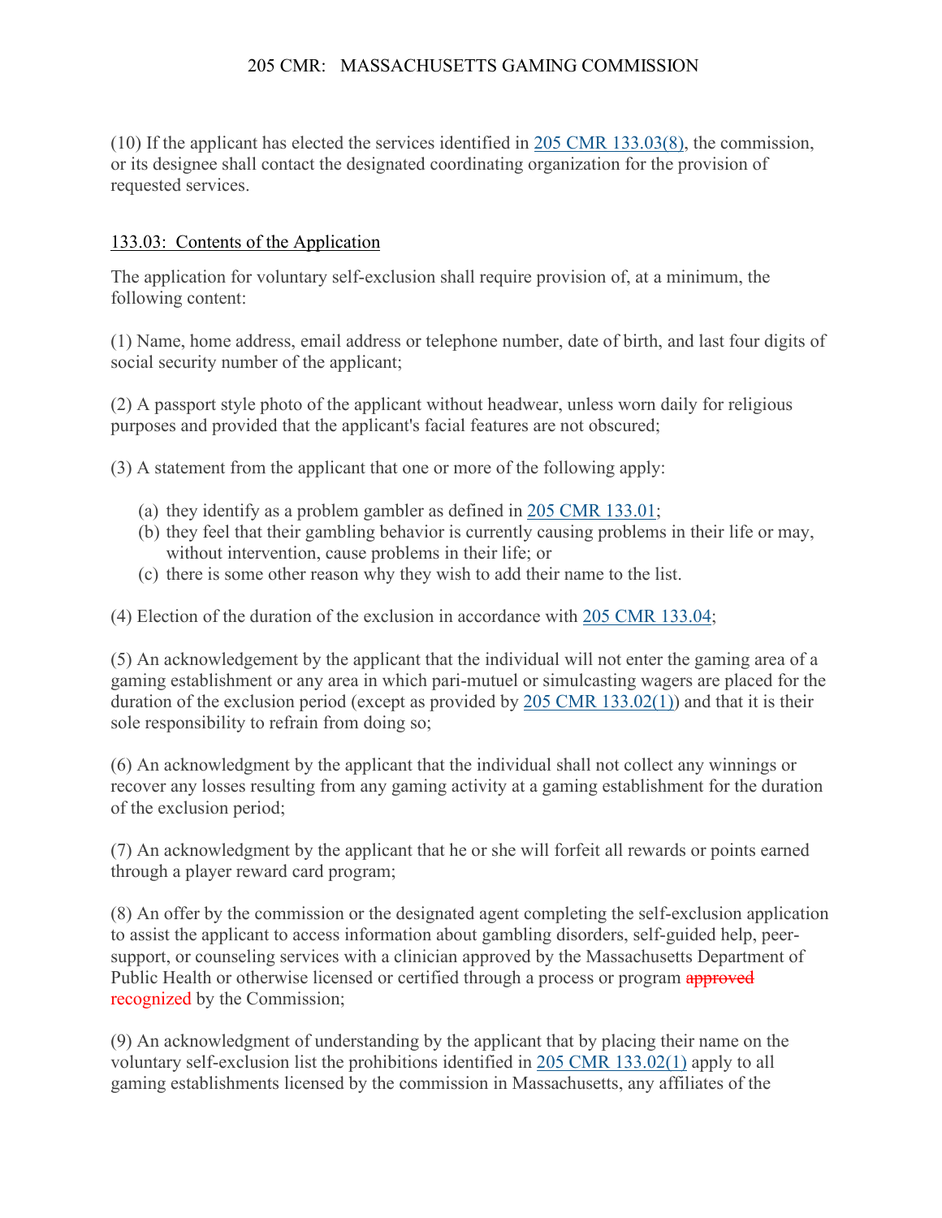(10) If the applicant has elected the services identified in 205 CMR 133.03(8), the commission, or its designee shall contact the designated coordinating organization for the provision of requested services.

133.03: Contents of the Application

The application for voluntary self-exclusion shall require provision of, at a minimum, the following content:

(1) Name, home address, email address or telephone number, date of birth, and last four digits of social security number of the applicant;

(2) A passport style photo of the applicant without headwear, unless worn daily for religious purposes and provided that the applicant's facial features are not obscured;

(3) A statement from the applicant that one or more of the following apply:

(a) they identify as a problem gambler as defined in 205 CMR 133.01;
(b) they feel that their gambling behavior is currently causing problems in their life or may, without intervention, cause problems in their life; or
(c) there is some other reason why they wish to add their name to the list.

(4) Election of the duration of the exclusion in accordance with 205 CMR 133.04;

(5) An acknowledgement by the applicant that the individual will not enter the gaming area of a gaming establishment or any area in which pari-mutuel or simulcasting wagers are placed for the duration of the exclusion period (except as provided by 205 CMR 133.02(1)) and that it is their sole responsibility to refrain from doing so;

(6) An acknowledgment by the applicant that the individual shall not collect any winnings or recover any losses resulting from any gaming activity at a gaming establishment for the duration of the exclusion period;

(7) An acknowledgment by the applicant that he or she will forfeit all rewards or points earned through a player reward card program;

(8) An offer by the commission or the designated agent completing the self-exclusion application to assist the applicant to access information about gambling disorders, self-guided help, peer-support, or counseling services with a clinician approved by the Massachusetts Department of Public Health or otherwise licensed or certified through a process or program ~~approved~~ recognized by the Commission;

(9) An acknowledgment of understanding by the applicant that by placing their name on the voluntary self-exclusion list the prohibitions identified in 205 CMR 133.02(1) apply to all gaming establishments licensed by the commission in Massachusetts, any affiliates of the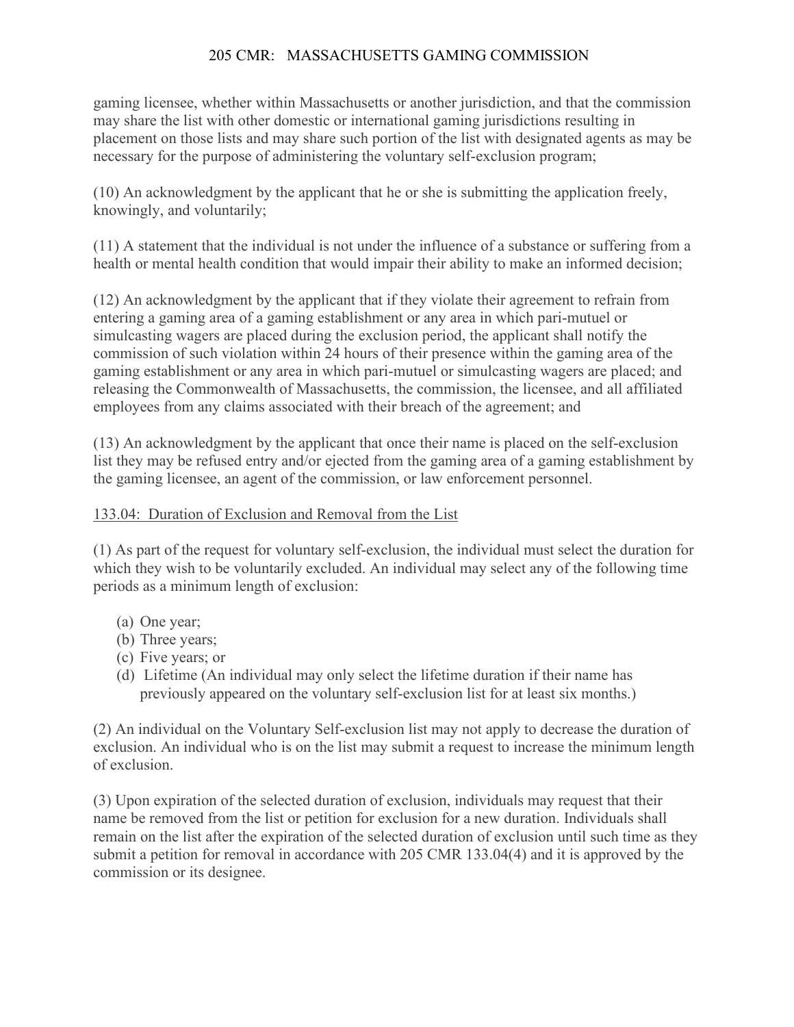gaming licensee, whether within Massachusetts or another jurisdiction, and that the commission may share the list with other domestic or international gaming jurisdictions resulting in placement on those lists and may share such portion of the list with designated agents as may be necessary for the purpose of administering the voluntary self-exclusion program;

(10) An acknowledgment by the applicant that he or she is submitting the application freely, knowingly, and voluntarily;

(11) A statement that the individual is not under the influence of a substance or suffering from a health or mental health condition that would impair their ability to make an informed decision;

(12) An acknowledgment by the applicant that if they violate their agreement to refrain from entering a gaming area of a gaming establishment or any area in which pari-mutuel or simulcasting wagers are placed during the exclusion period, the applicant shall notify the commission of such violation within 24 hours of their presence within the gaming area of the gaming establishment or any area in which pari-mutuel or simulcasting wagers are placed; and releasing the Commonwealth of Massachusetts, the commission, the licensee, and all affiliated employees from any claims associated with their breach of the agreement; and

(13) An acknowledgment by the applicant that once their name is placed on the self-exclusion list they may be refused entry and/or ejected from the gaming area of a gaming establishment by the gaming licensee, an agent of the commission, or law enforcement personnel.

## 133.04: Duration of Exclusion and Removal from the List

(1) As part of the request for voluntary self-exclusion, the individual must select the duration for which they wish to be voluntarily excluded. An individual may select any of the following time periods as a minimum length of exclusion:

- (a) One year;
- (b) Three years;
- (c) Five years; or
- (d) Lifetime (An individual may only select the lifetime duration if their name has previously appeared on the voluntary self-exclusion list for at least six months.)

(2) An individual on the Voluntary Self-exclusion list may not apply to decrease the duration of exclusion. An individual who is on the list may submit a request to increase the minimum length of exclusion.

(3) Upon expiration of the selected duration of exclusion, individuals may request that their name be removed from the list or petition for exclusion for a new duration. Individuals shall remain on the list after the expiration of the selected duration of exclusion until such time as they submit a petition for removal in accordance with 205 CMR 133.04(4) and it is approved by the commission or its designee.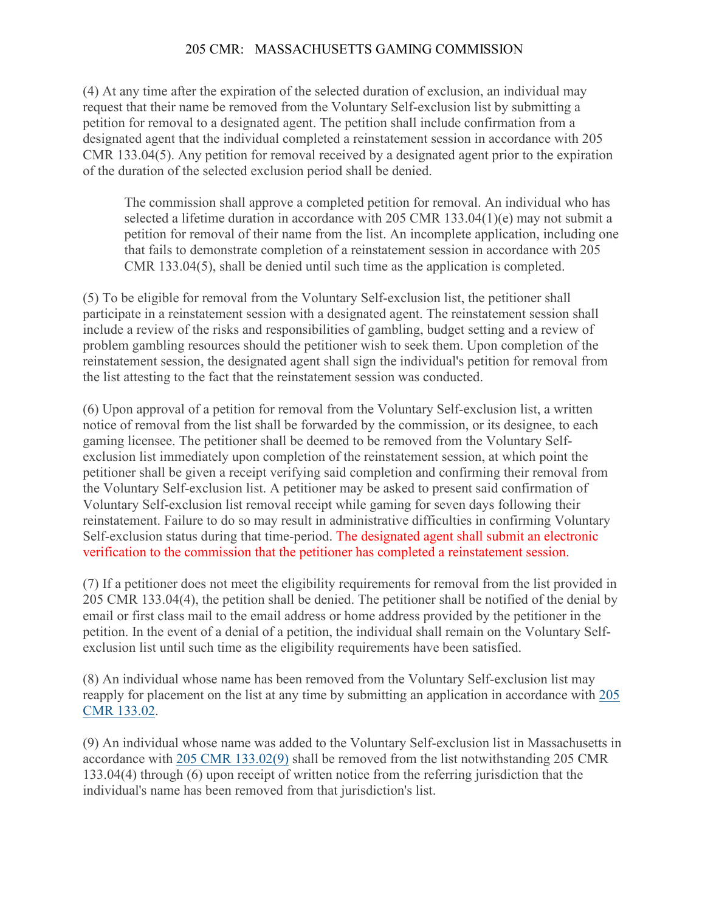(4) At any time after the expiration of the selected duration of exclusion, an individual may request that their name be removed from the Voluntary Self-exclusion list by submitting a petition for removal to a designated agent. The petition shall include confirmation from a designated agent that the individual completed a reinstatement session in accordance with 205 CMR 133.04(5). Any petition for removal received by a designated agent prior to the expiration of the duration of the selected exclusion period shall be denied.

> The commission shall approve a completed petition for removal. An individual who has selected a lifetime duration in accordance with 205 CMR 133.04(1)(e) may not submit a petition for removal of their name from the list. An incomplete application, including one that fails to demonstrate completion of a reinstatement session in accordance with 205 CMR 133.04(5), shall be denied until such time as the application is completed.

(5) To be eligible for removal from the Voluntary Self-exclusion list, the petitioner shall participate in a reinstatement session with a designated agent. The reinstatement session shall include a review of the risks and responsibilities of gambling, budget setting and a review of problem gambling resources should the petitioner wish to seek them. Upon completion of the reinstatement session, the designated agent shall sign the individual's petition for removal from the list attesting to the fact that the reinstatement session was conducted.

(6) Upon approval of a petition for removal from the Voluntary Self-exclusion list, a written notice of removal from the list shall be forwarded by the commission, or its designee, to each gaming licensee. The petitioner shall be deemed to be removed from the Voluntary Self-exclusion list immediately upon completion of the reinstatement session, at which point the petitioner shall be given a receipt verifying said completion and confirming their removal from the Voluntary Self-exclusion list. A petitioner may be asked to present said confirmation of Voluntary Self-exclusion list removal receipt while gaming for seven days following their reinstatement. Failure to do so may result in administrative difficulties in confirming Voluntary Self-exclusion status during that time-period. The designated agent shall submit an electronic verification to the commission that the petitioner has completed a reinstatement session.

(7) If a petitioner does not meet the eligibility requirements for removal from the list provided in 205 CMR 133.04(4), the petition shall be denied. The petitioner shall be notified of the denial by email or first class mail to the email address or home address provided by the petitioner in the petition. In the event of a denial of a petition, the individual shall remain on the Voluntary Self-exclusion list until such time as the eligibility requirements have been satisfied.

(8) An individual whose name has been removed from the Voluntary Self-exclusion list may reapply for placement on the list at any time by submitting an application in accordance with 205 CMR 133.02.

(9) An individual whose name was added to the Voluntary Self-exclusion list in Massachusetts in accordance with 205 CMR 133.02(9) shall be removed from the list notwithstanding 205 CMR 133.04(4) through (6) upon receipt of written notice from the referring jurisdiction that the individual's name has been removed from that jurisdiction's list.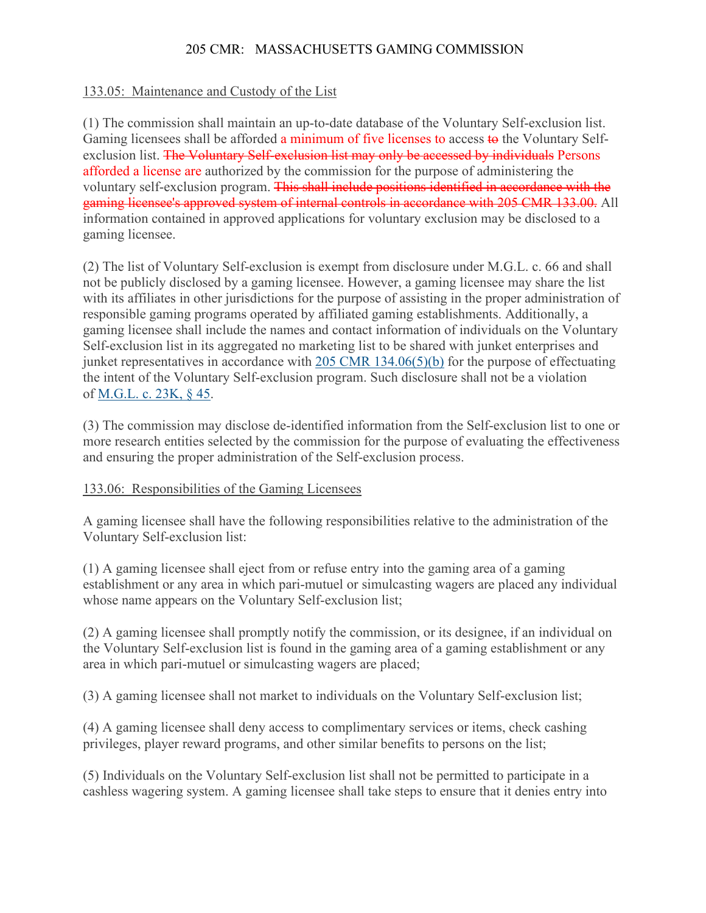133.05: Maintenance and Custody of the List

(1) The commission shall maintain an up-to-date database of the Voluntary Self-exclusion list. Gaming licensees shall be afforded a minimum of five licenses to access ~~to~~ the Voluntary Self-exclusion list. ~~The Voluntary Self-exclusion list may only be accessed by individuals~~ Persons afforded a license are authorized by the commission for the purpose of administering the voluntary self-exclusion program. ~~This shall include positions identified in accordance with the gaming licensee's approved system of internal controls in accordance with 205 CMR 133.00.~~ All information contained in approved applications for voluntary exclusion may be disclosed to a gaming licensee.

(2) The list of Voluntary Self-exclusion is exempt from disclosure under M.G.L. c. 66 and shall not be publicly disclosed by a gaming licensee. However, a gaming licensee may share the list with its affiliates in other jurisdictions for the purpose of assisting in the proper administration of responsible gaming programs operated by affiliated gaming establishments. Additionally, a gaming licensee shall include the names and contact information of individuals on the Voluntary Self-exclusion list in its aggregated no marketing list to be shared with junket enterprises and junket representatives in accordance with 205 CMR 134.06(5)(b) for the purpose of effectuating the intent of the Voluntary Self-exclusion program. Such disclosure shall not be a violation of M.G.L. c. 23K, § 45.

(3) The commission may disclose de-identified information from the Self-exclusion list to one or more research entities selected by the commission for the purpose of evaluating the effectiveness and ensuring the proper administration of the Self-exclusion process.

133.06: Responsibilities of the Gaming Licensees

A gaming licensee shall have the following responsibilities relative to the administration of the Voluntary Self-exclusion list:

(1) A gaming licensee shall eject from or refuse entry into the gaming area of a gaming establishment or any area in which pari-mutuel or simulcasting wagers are placed any individual whose name appears on the Voluntary Self-exclusion list;

(2) A gaming licensee shall promptly notify the commission, or its designee, if an individual on the Voluntary Self-exclusion list is found in the gaming area of a gaming establishment or any area in which pari-mutuel or simulcasting wagers are placed;

(3) A gaming licensee shall not market to individuals on the Voluntary Self-exclusion list;

(4) A gaming licensee shall deny access to complimentary services or items, check cashing privileges, player reward programs, and other similar benefits to persons on the list;

(5) Individuals on the Voluntary Self-exclusion list shall not be permitted to participate in a cashless wagering system. A gaming licensee shall take steps to ensure that it denies entry into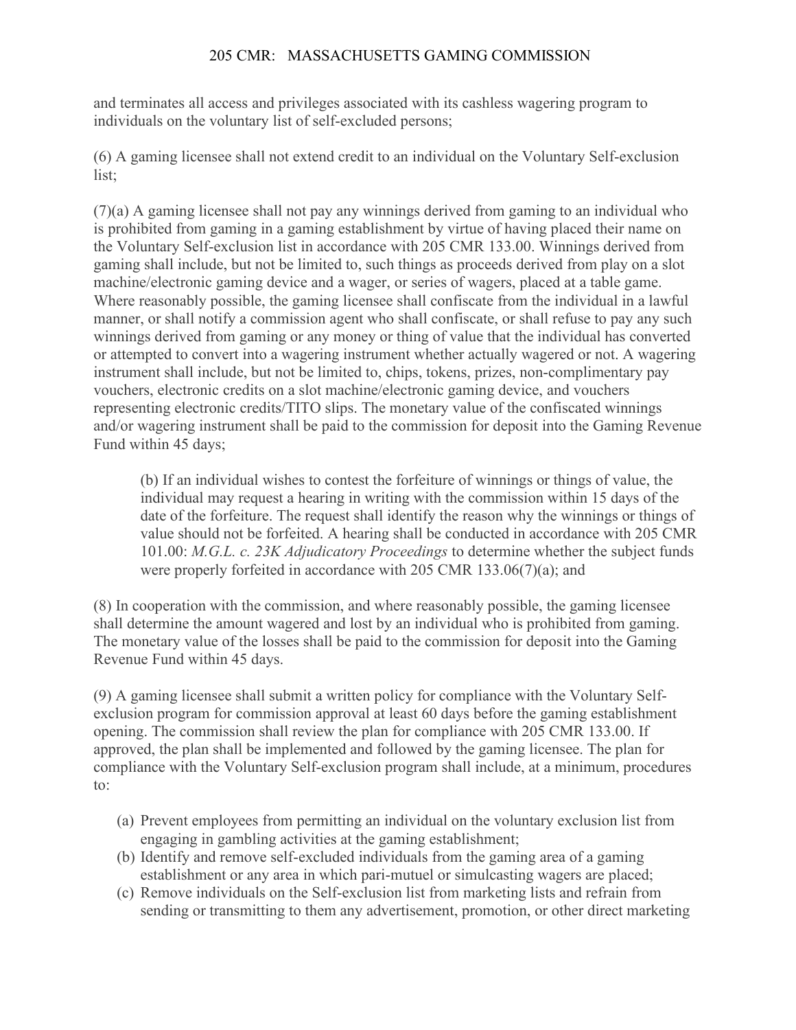and terminates all access and privileges associated with its cashless wagering program to individuals on the voluntary list of self-excluded persons;

(6) A gaming licensee shall not extend credit to an individual on the Voluntary Self-exclusion list;

(7)(a) A gaming licensee shall not pay any winnings derived from gaming to an individual who is prohibited from gaming in a gaming establishment by virtue of having placed their name on the Voluntary Self-exclusion list in accordance with 205 CMR 133.00. Winnings derived from gaming shall include, but not be limited to, such things as proceeds derived from play on a slot machine/electronic gaming device and a wager, or series of wagers, placed at a table game. Where reasonably possible, the gaming licensee shall confiscate from the individual in a lawful manner, or shall notify a commission agent who shall confiscate, or shall refuse to pay any such winnings derived from gaming or any money or thing of value that the individual has converted or attempted to convert into a wagering instrument whether actually wagered or not. A wagering instrument shall include, but not be limited to, chips, tokens, prizes, non-complimentary pay vouchers, electronic credits on a slot machine/electronic gaming device, and vouchers representing electronic credits/TITO slips. The monetary value of the confiscated winnings and/or wagering instrument shall be paid to the commission for deposit into the Gaming Revenue Fund within 45 days;

> (b) If an individual wishes to contest the forfeiture of winnings or things of value, the individual may request a hearing in writing with the commission within 15 days of the date of the forfeiture. The request shall identify the reason why the winnings or things of value should not be forfeited. A hearing shall be conducted in accordance with 205 CMR 101.00: *M.G.L. c. 23K Adjudicatory Proceedings* to determine whether the subject funds were properly forfeited in accordance with 205 CMR 133.06(7)(a); and

(8) In cooperation with the commission, and where reasonably possible, the gaming licensee shall determine the amount wagered and lost by an individual who is prohibited from gaming. The monetary value of the losses shall be paid to the commission for deposit into the Gaming Revenue Fund within 45 days.

(9) A gaming licensee shall submit a written policy for compliance with the Voluntary Self-exclusion program for commission approval at least 60 days before the gaming establishment opening. The commission shall review the plan for compliance with 205 CMR 133.00. If approved, the plan shall be implemented and followed by the gaming licensee. The plan for compliance with the Voluntary Self-exclusion program shall include, at a minimum, procedures to:

(a) Prevent employees from permitting an individual on the voluntary exclusion list from engaging in gambling activities at the gaming establishment;
(b) Identify and remove self-excluded individuals from the gaming area of a gaming establishment or any area in which pari-mutuel or simulcasting wagers are placed;
(c) Remove individuals on the Self-exclusion list from marketing lists and refrain from sending or transmitting to them any advertisement, promotion, or other direct marketing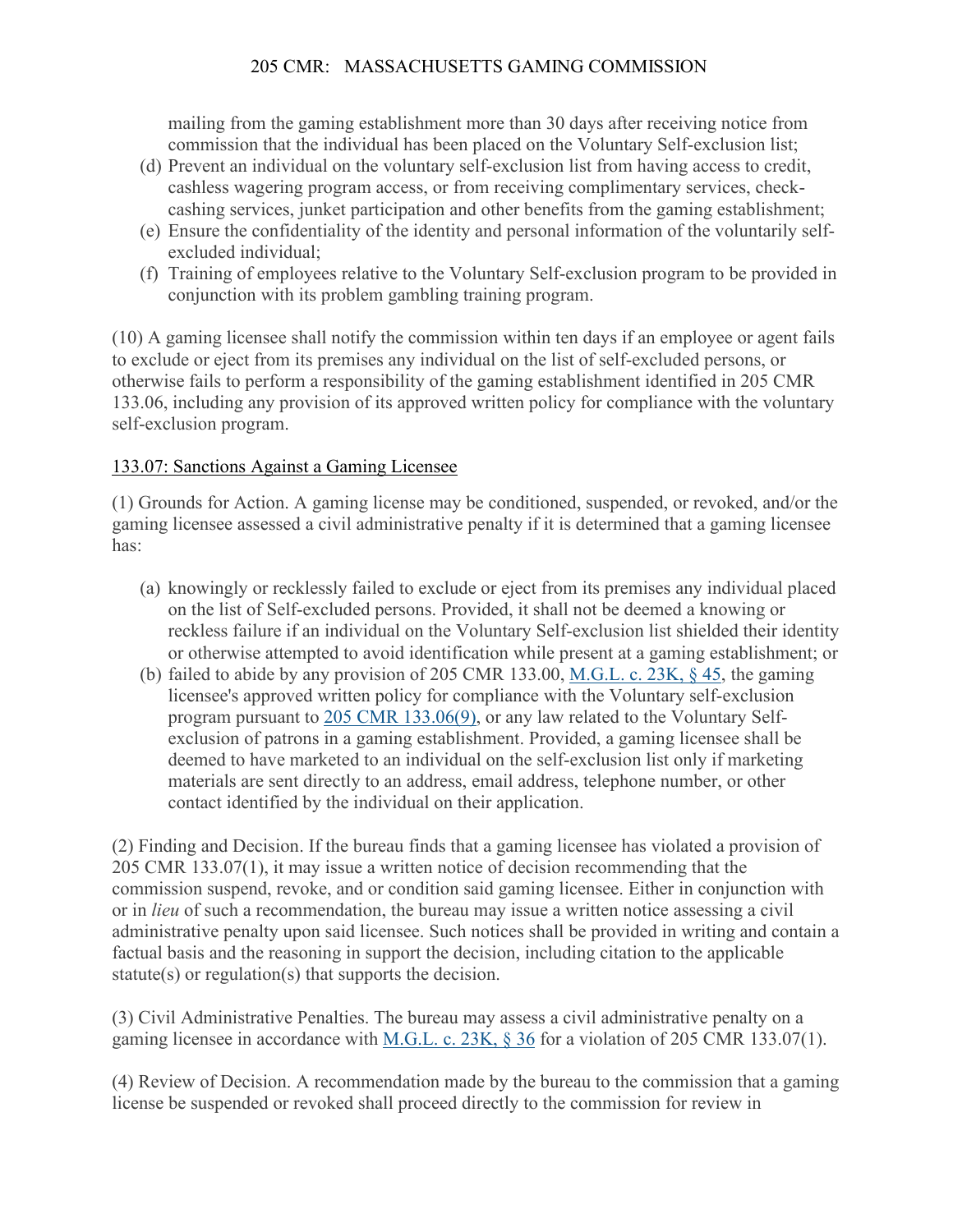mailing from the gaming establishment more than 30 days after receiving notice from commission that the individual has been placed on the Voluntary Self-exclusion list;

(d) Prevent an individual on the voluntary self-exclusion list from having access to credit, cashless wagering program access, or from receiving complimentary services, check-cashing services, junket participation and other benefits from the gaming establishment;

(e) Ensure the confidentiality of the identity and personal information of the voluntarily self-excluded individual;

(f) Training of employees relative to the Voluntary Self-exclusion program to be provided in conjunction with its problem gambling training program.

(10) A gaming licensee shall notify the commission within ten days if an employee or agent fails to exclude or eject from its premises any individual on the list of self-excluded persons, or otherwise fails to perform a responsibility of the gaming establishment identified in 205 CMR 133.06, including any provision of its approved written policy for compliance with the voluntary self-exclusion program.

## 133.07: Sanctions Against a Gaming Licensee

(1) Grounds for Action. A gaming license may be conditioned, suspended, or revoked, and/or the gaming licensee assessed a civil administrative penalty if it is determined that a gaming licensee has:

(a) knowingly or recklessly failed to exclude or eject from its premises any individual placed on the list of Self-excluded persons. Provided, it shall not be deemed a knowing or reckless failure if an individual on the Voluntary Self-exclusion list shielded their identity or otherwise attempted to avoid identification while present at a gaming establishment; or

(b) failed to abide by any provision of 205 CMR 133.00, M.G.L. c. 23K, § 45, the gaming licensee's approved written policy for compliance with the Voluntary self-exclusion program pursuant to 205 CMR 133.06(9), or any law related to the Voluntary Self-exclusion of patrons in a gaming establishment. Provided, a gaming licensee shall be deemed to have marketed to an individual on the self-exclusion list only if marketing materials are sent directly to an address, email address, telephone number, or other contact identified by the individual on their application.

(2) Finding and Decision. If the bureau finds that a gaming licensee has violated a provision of 205 CMR 133.07(1), it may issue a written notice of decision recommending that the commission suspend, revoke, and or condition said gaming licensee. Either in conjunction with or in *lieu* of such a recommendation, the bureau may issue a written notice assessing a civil administrative penalty upon said licensee. Such notices shall be provided in writing and contain a factual basis and the reasoning in support the decision, including citation to the applicable statute(s) or regulation(s) that supports the decision.

(3) Civil Administrative Penalties. The bureau may assess a civil administrative penalty on a gaming licensee in accordance with M.G.L. c. 23K, § 36 for a violation of 205 CMR 133.07(1).

(4) Review of Decision. A recommendation made by the bureau to the commission that a gaming license be suspended or revoked shall proceed directly to the commission for review in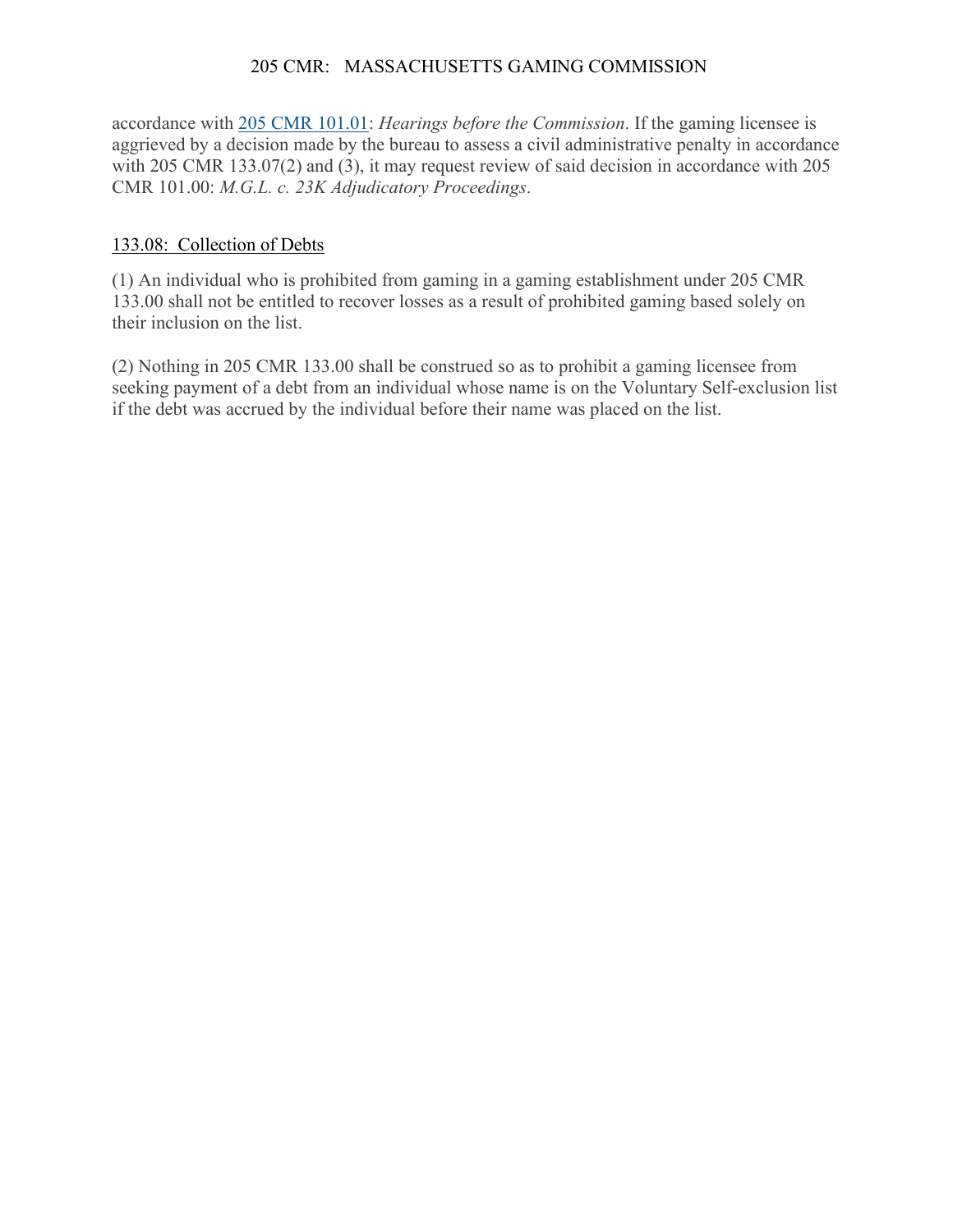accordance with 205 CMR 101.01: *Hearings before the Commission*. If the gaming licensee is aggrieved by a decision made by the bureau to assess a civil administrative penalty in accordance with 205 CMR 133.07(2) and (3), it may request review of said decision in accordance with 205 CMR 101.00: *M.G.L. c. 23K Adjudicatory Proceedings*.

## 133.08: Collection of Debts

(1) An individual who is prohibited from gaming in a gaming establishment under 205 CMR 133.00 shall not be entitled to recover losses as a result of prohibited gaming based solely on their inclusion on the list.

(2) Nothing in 205 CMR 133.00 shall be construed so as to prohibit a gaming licensee from seeking payment of a debt from an individual whose name is on the Voluntary Self-exclusion list if the debt was accrued by the individual before their name was placed on the list.